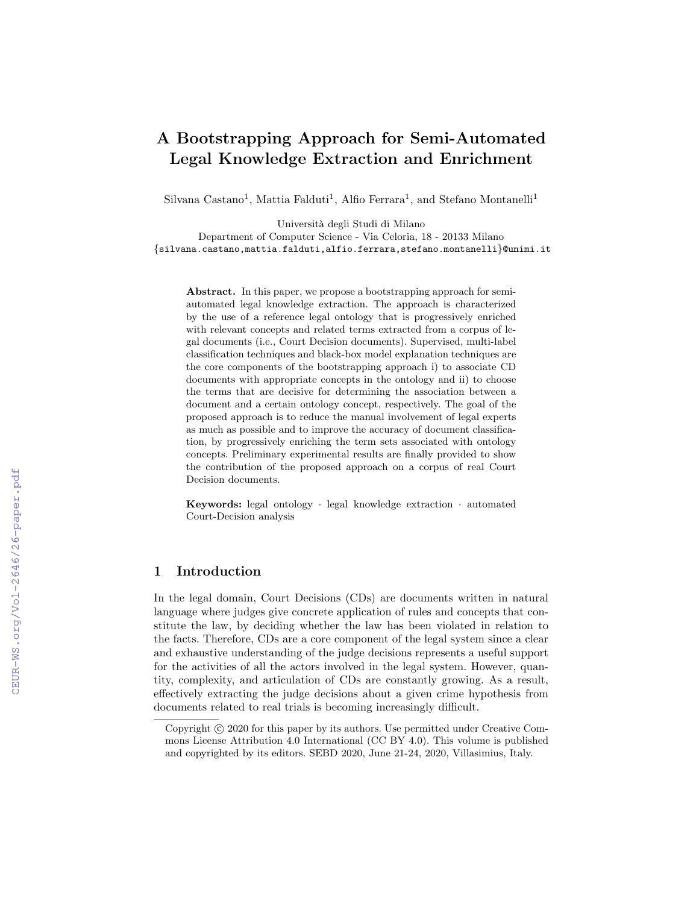# A Bootstrapping Approach for Semi-Automated Legal Knowledge Extraction and Enrichment

Silvana Castano[1], Mattia Falduti[1], Alfio Ferrara[1], and Stefano Montanelli[1]

Università degli Studi di Milano
Department of Computer Science - Via Celoria, 18 - 20133 Milano
{silvana.castano,mattia.falduti,alfio.ferrara,stefano.montanelli}@unimi.it

**Abstract.** In this paper, we propose a bootstrapping approach for semi-automated legal knowledge extraction. The approach is characterized by the use of a reference legal ontology that is progressively enriched with relevant concepts and related terms extracted from a corpus of legal documents (i.e., Court Decision documents). Supervised, multi-label classification techniques and black-box model explanation techniques are the core components of the bootstrapping approach i) to associate CD documents with appropriate concepts in the ontology and ii) to choose the terms that are decisive for determining the association between a document and a certain ontology concept, respectively. The goal of the proposed approach is to reduce the manual involvement of legal experts as much as possible and to improve the accuracy of document classification, by progressively enriching the term sets associated with ontology concepts. Preliminary experimental results are finally provided to show the contribution of the proposed approach on a corpus of real Court Decision documents.

**Keywords:** legal ontology · legal knowledge extraction · automated Court-Decision analysis

## 1 Introduction

In the legal domain, Court Decisions (CDs) are documents written in natural language where judges give concrete application of rules and concepts that constitute the law, by deciding whether the law has been violated in relation to the facts. Therefore, CDs are a core component of the legal system since a clear and exhaustive understanding of the judge decisions represents a useful support for the activities of all the actors involved in the legal system. However, quantity, complexity, and articulation of CDs are constantly growing. As a result, effectively extracting the judge decisions about a given crime hypothesis from documents related to real trials is becoming increasingly difficult.

Copyright © 2020 for this paper by its authors. Use permitted under Creative Commons License Attribution 4.0 International (CC BY 4.0). This volume is published and copyrighted by its editors. SEBD 2020, June 21-24, 2020, Villasimius, Italy.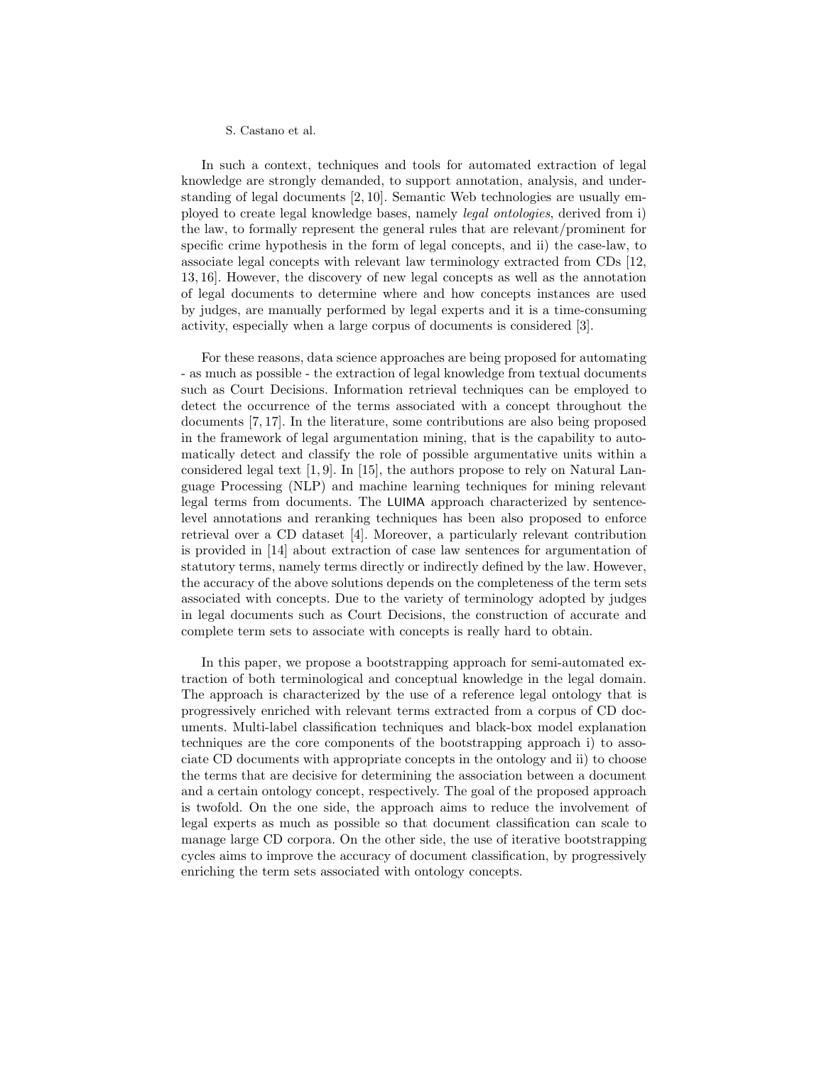In such a context, techniques and tools for automated extraction of legal knowledge are strongly demanded, to support annotation, analysis, and understanding of legal documents [2, 10]. Semantic Web technologies are usually employed to create legal knowledge bases, namely *legal ontologies*, derived from i) the law, to formally represent the general rules that are relevant/prominent for specific crime hypothesis in the form of legal concepts, and ii) the case-law, to associate legal concepts with relevant law terminology extracted from CDs [12, 13, 16]. However, the discovery of new legal concepts as well as the annotation of legal documents to determine where and how concepts instances are used by judges, are manually performed by legal experts and it is a time-consuming activity, especially when a large corpus of documents is considered [3].

For these reasons, data science approaches are being proposed for automating - as much as possible - the extraction of legal knowledge from textual documents such as Court Decisions. Information retrieval techniques can be employed to detect the occurrence of the terms associated with a concept throughout the documents [7, 17]. In the literature, some contributions are also being proposed in the framework of legal argumentation mining, that is the capability to automatically detect and classify the role of possible argumentative units within a considered legal text [1, 9]. In [15], the authors propose to rely on Natural Language Processing (NLP) and machine learning techniques for mining relevant legal terms from documents. The LUIMA approach characterized by sentence-level annotations and reranking techniques has been also proposed to enforce retrieval over a CD dataset [4]. Moreover, a particularly relevant contribution is provided in [14] about extraction of case law sentences for argumentation of statutory terms, namely terms directly or indirectly defined by the law. However, the accuracy of the above solutions depends on the completeness of the term sets associated with concepts. Due to the variety of terminology adopted by judges in legal documents such as Court Decisions, the construction of accurate and complete term sets to associate with concepts is really hard to obtain.

In this paper, we propose a bootstrapping approach for semi-automated extraction of both terminological and conceptual knowledge in the legal domain. The approach is characterized by the use of a reference legal ontology that is progressively enriched with relevant terms extracted from a corpus of CD documents. Multi-label classification techniques and black-box model explanation techniques are the core components of the bootstrapping approach i) to associate CD documents with appropriate concepts in the ontology and ii) to choose the terms that are decisive for determining the association between a document and a certain ontology concept, respectively. The goal of the proposed approach is twofold. On the one side, the approach aims to reduce the involvement of legal experts as much as possible so that document classification can scale to manage large CD corpora. On the other side, the use of iterative bootstrapping cycles aims to improve the accuracy of document classification, by progressively enriching the term sets associated with ontology concepts.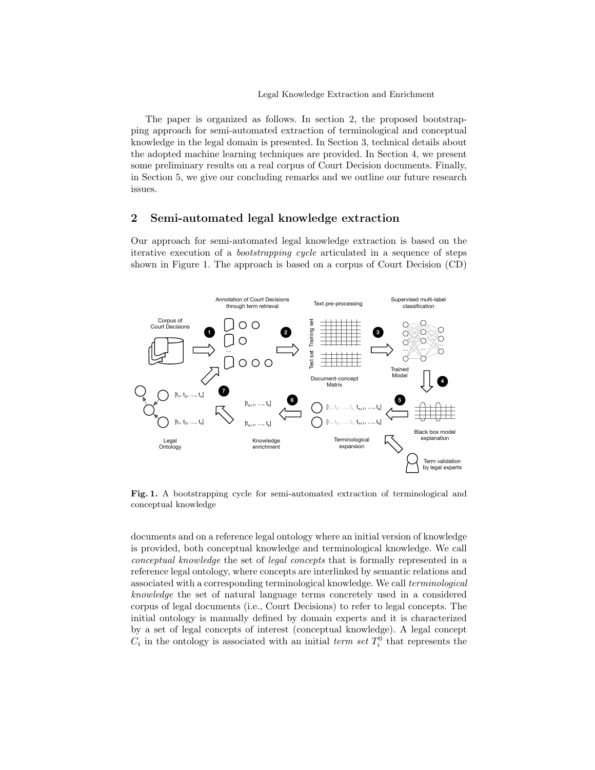The paper is organized as follows. In section 2, the proposed bootstrapping approach for semi-automated extraction of terminological and conceptual knowledge in the legal domain is presented. In Section 3, technical details about the adopted machine learning techniques are provided. In Section 4, we present some preliminary results on a real corpus of Court Decision documents. Finally, in Section 5, we give our concluding remarks and we outline our future research issues.

## 2 Semi-automated legal knowledge extraction

Our approach for semi-automated legal knowledge extraction is based on the iterative execution of a *bootstrapping cycle* articulated in a sequence of steps shown in Figure 1. The approach is based on a corpus of Court Decision (CD)

**Fig. 1.** A bootstrapping cycle for semi-automated extraction of terminological and conceptual knowledge

documents and on a reference legal ontology where an initial version of knowledge is provided, both conceptual knowledge and terminological knowledge. We call *conceptual knowledge* the set of *legal concepts* that is formally represented in a reference legal ontology, where concepts are interlinked by semantic relations and associated with a corresponding terminological knowledge. We call *terminological knowledge* the set of natural language terms concretely used in a considered corpus of legal documents (i.e., Court Decisions) to refer to legal concepts. The initial ontology is manually defined by domain experts and it is characterized by a set of legal concepts of interest (conceptual knowledge). A legal concept $C_i$ in the ontology is associated with an initial *term set* $T_i^0$ that represents the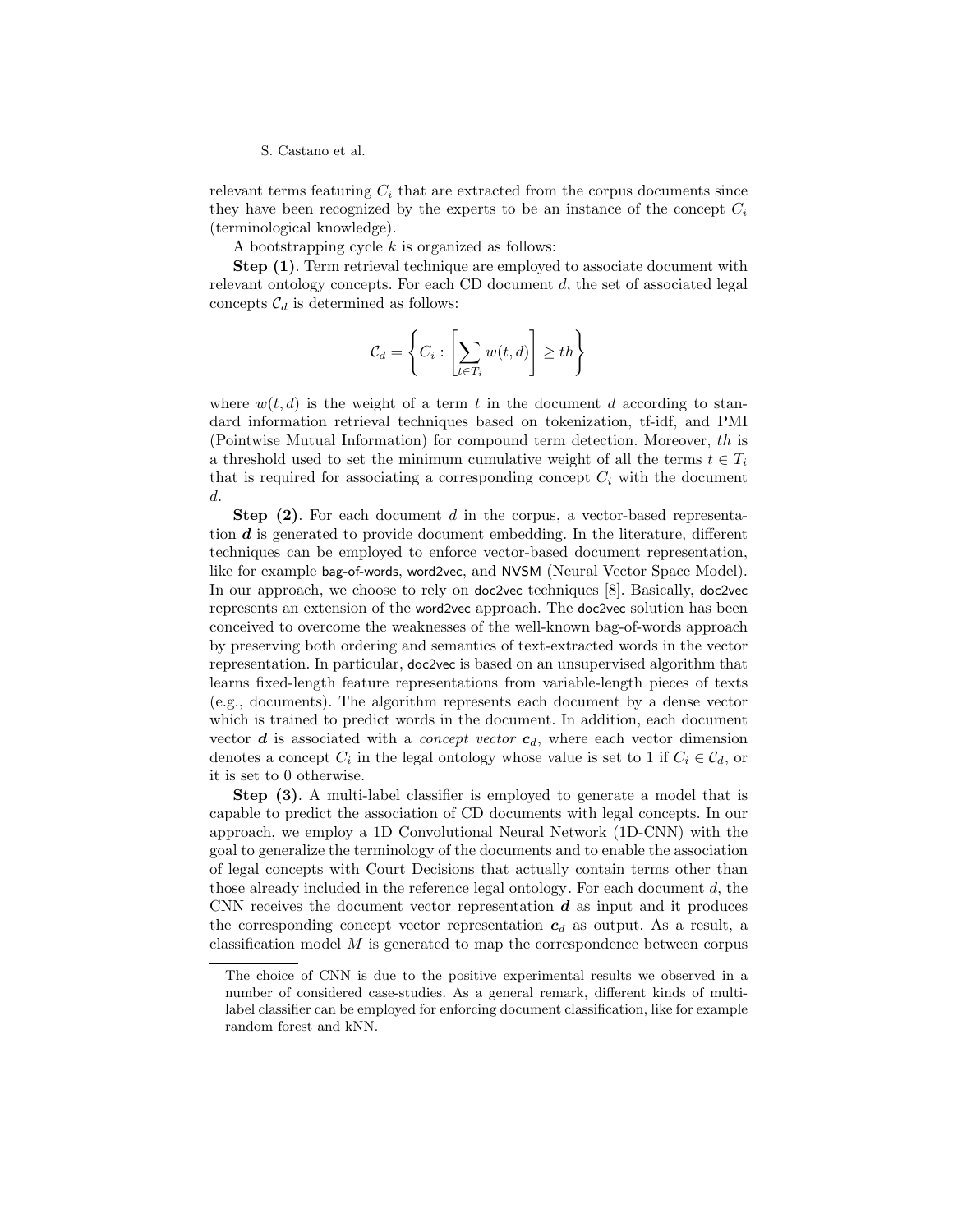relevant terms featuring $C_i$ that are extracted from the corpus documents since they have been recognized by the experts to be an instance of the concept $C_i$ (terminological knowledge).

A bootstrapping cycle $k$ is organized as follows:

**Step (1)**. Term retrieval technique are employed to associate document with relevant ontology concepts. For each CD document $d$, the set of associated legal concepts $\mathcal{C}_d$ is determined as follows:

$$\mathcal{C}_d = \left\{ C_i : \left[ \sum_{t \in T_i} w(t,d) \right] \geq th \right\}$$

where $w(t,d)$ is the weight of a term $t$ in the document $d$ according to standard information retrieval techniques based on tokenization, tf-idf, and PMI (Pointwise Mutual Information) for compound term detection. Moreover, $th$ is a threshold used to set the minimum cumulative weight of all the terms $t \in T_i$ that is required for associating a corresponding concept $C_i$ with the document $d$.

**Step (2)**. For each document $d$ in the corpus, a vector-based representation $\boldsymbol{d}$ is generated to provide document embedding. In the literature, different techniques can be employed to enforce vector-based document representation, like for example bag-of-words, word2vec, and NVSM (Neural Vector Space Model). In our approach, we choose to rely on doc2vec techniques [8]. Basically, doc2vec represents an extension of the word2vec approach. The doc2vec solution has been conceived to overcome the weaknesses of the well-known bag-of-words approach by preserving both ordering and semantics of text-extracted words in the vector representation. In particular, doc2vec is based on an unsupervised algorithm that learns fixed-length feature representations from variable-length pieces of texts (e.g., documents). The algorithm represents each document by a dense vector which is trained to predict words in the document. In addition, each document vector $\boldsymbol{d}$ is associated with a *concept vector* $\boldsymbol{c}_d$, where each vector dimension denotes a concept $C_i$ in the legal ontology whose value is set to 1 if $C_i \in \mathcal{C}_d$, or it is set to 0 otherwise.

**Step (3)**. A multi-label classifier is employed to generate a model that is capable to predict the association of CD documents with legal concepts. In our approach, we employ a 1D Convolutional Neural Network (1D-CNN) with the goal to generalize the terminology of the documents and to enable the association of legal concepts with Court Decisions that actually contain terms other than those already included in the reference legal ontology. For each document $d$, the CNN receives the document vector representation $\boldsymbol{d}$ as input and it produces the corresponding concept vector representation $\boldsymbol{c}_d$ as output. As a result, a classification model $M$ is generated to map the correspondence between corpus

The choice of CNN is due to the positive experimental results we observed in a number of considered case-studies. As a general remark, different kinds of multi-label classifier can be employed for enforcing document classification, like for example random forest and kNN.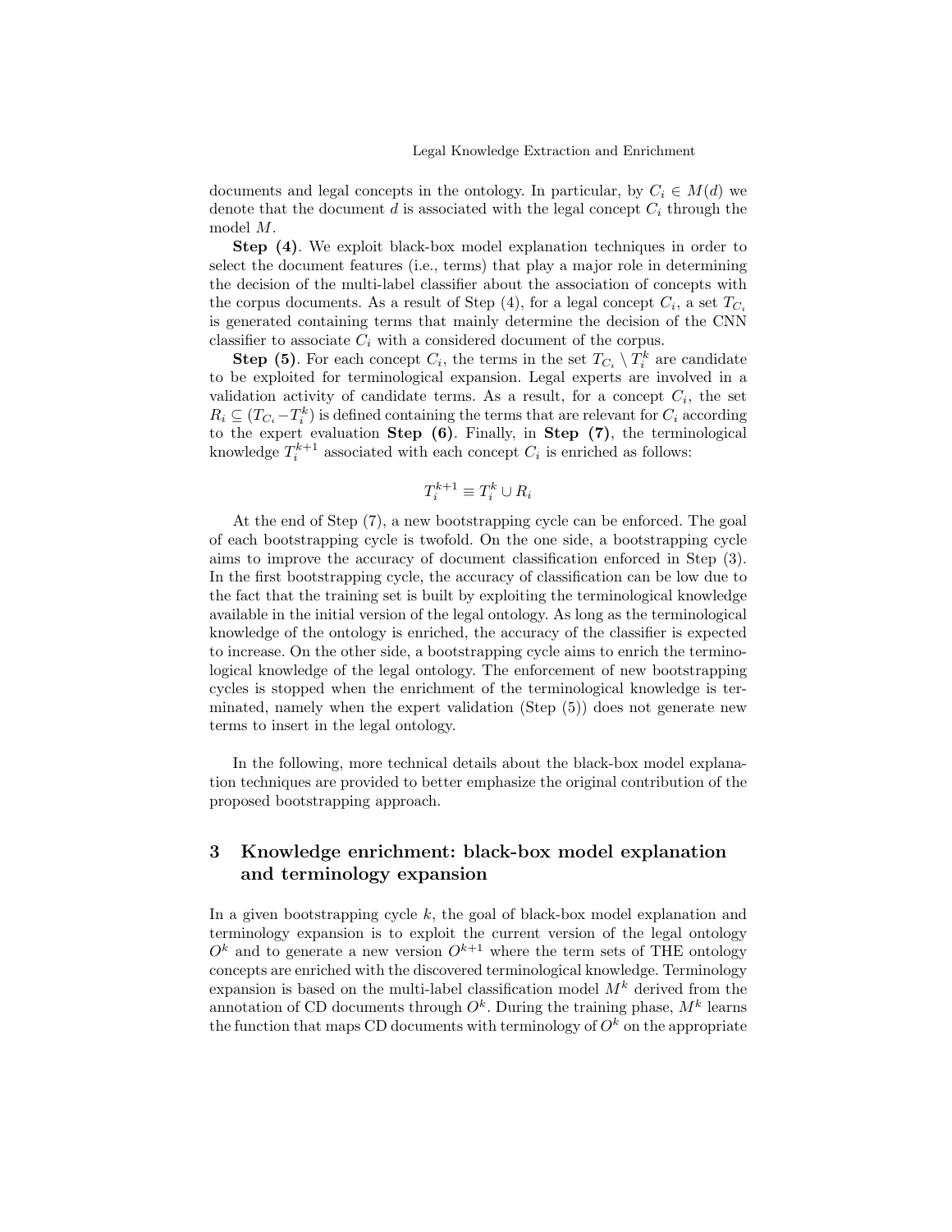documents and legal concepts in the ontology. In particular, by $C_i \in M(d)$ we denote that the document $d$ is associated with the legal concept $C_i$ through the model $M$.

**Step (4)**. We exploit black-box model explanation techniques in order to select the document features (i.e., terms) that play a major role in determining the decision of the multi-label classifier about the association of concepts with the corpus documents. As a result of Step (4), for a legal concept $C_i$, a set $T_{C_i}$ is generated containing terms that mainly determine the decision of the CNN classifier to associate $C_i$ with a considered document of the corpus.

**Step (5)**. For each concept $C_i$, the terms in the set $T_{C_i} \setminus T_i^k$ are candidate to be exploited for terminological expansion. Legal experts are involved in a validation activity of candidate terms. As a result, for a concept $C_i$, the set $R_i \subseteq (T_{C_i} - T_i^k)$ is defined containing the terms that are relevant for $C_i$ according to the expert evaluation **Step (6)**. Finally, in **Step (7)**, the terminological knowledge $T_i^{k+1}$ associated with each concept $C_i$ is enriched as follows:

$$T_i^{k+1} \equiv T_i^k \cup R_i$$

At the end of Step (7), a new bootstrapping cycle can be enforced. The goal of each bootstrapping cycle is twofold. On the one side, a bootstrapping cycle aims to improve the accuracy of document classification enforced in Step (3). In the first bootstrapping cycle, the accuracy of classification can be low due to the fact that the training set is built by exploiting the terminological knowledge available in the initial version of the legal ontology. As long as the terminological knowledge of the ontology is enriched, the accuracy of the classifier is expected to increase. On the other side, a bootstrapping cycle aims to enrich the terminological knowledge of the legal ontology. The enforcement of new bootstrapping cycles is stopped when the enrichment of the terminological knowledge is terminated, namely when the expert validation (Step (5)) does not generate new terms to insert in the legal ontology.

In the following, more technical details about the black-box model explanation techniques are provided to better emphasize the original contribution of the proposed bootstrapping approach.

## 3 Knowledge enrichment: black-box model explanation and terminology expansion

In a given bootstrapping cycle $k$, the goal of black-box model explanation and terminology expansion is to exploit the current version of the legal ontology $O^k$ and to generate a new version $O^{k+1}$ where the term sets of THE ontology concepts are enriched with the discovered terminological knowledge. Terminology expansion is based on the multi-label classification model $M^k$ derived from the annotation of CD documents through $O^k$. During the training phase, $M^k$ learns the function that maps CD documents with terminology of $O^k$ on the appropriate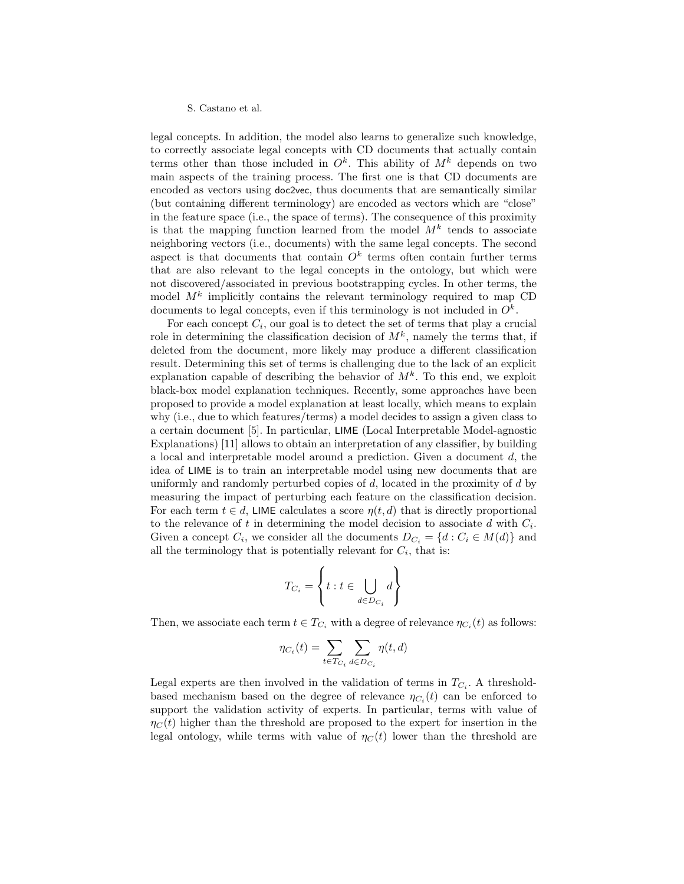legal concepts. In addition, the model also learns to generalize such knowledge, to correctly associate legal concepts with CD documents that actually contain terms other than those included in $O^k$. This ability of $M^k$ depends on two main aspects of the training process. The first one is that CD documents are encoded as vectors using doc2vec, thus documents that are semantically similar (but containing different terminology) are encoded as vectors which are "close" in the feature space (i.e., the space of terms). The consequence of this proximity is that the mapping function learned from the model $M^k$ tends to associate neighboring vectors (i.e., documents) with the same legal concepts. The second aspect is that documents that contain $O^k$ terms often contain further terms that are also relevant to the legal concepts in the ontology, but which were not discovered/associated in previous bootstrapping cycles. In other terms, the model $M^k$ implicitly contains the relevant terminology required to map CD documents to legal concepts, even if this terminology is not included in $O^k$.

For each concept $C_i$, our goal is to detect the set of terms that play a crucial role in determining the classification decision of $M^k$, namely the terms that, if deleted from the document, more likely may produce a different classification result. Determining this set of terms is challenging due to the lack of an explicit explanation capable of describing the behavior of $M^k$. To this end, we exploit black-box model explanation techniques. Recently, some approaches have been proposed to provide a model explanation at least locally, which means to explain why (i.e., due to which features/terms) a model decides to assign a given class to a certain document [5]. In particular, LIME (Local Interpretable Model-agnostic Explanations) [11] allows to obtain an interpretation of any classifier, by building a local and interpretable model around a prediction. Given a document $d$, the idea of LIME is to train an interpretable model using new documents that are uniformly and randomly perturbed copies of $d$, located in the proximity of $d$ by measuring the impact of perturbing each feature on the classification decision. For each term $t \in d$, LIME calculates a score $\eta(t, d)$ that is directly proportional to the relevance of $t$ in determining the model decision to associate $d$ with $C_i$. Given a concept $C_i$, we consider all the documents $D_{C_i} = \{d : C_i \in M(d)\}$ and all the terminology that is potentially relevant for $C_i$, that is:

$$T_{C_i} = \left\{ t : t \in \bigcup_{d \in D_{C_i}} d \right\}$$

Then, we associate each term $t \in T_{C_i}$ with a degree of relevance $\eta_{C_i}(t)$ as follows:

$$\eta_{C_i}(t) = \sum_{t \in T_{C_i}} \sum_{d \in D_{C_i}} \eta(t, d)$$

Legal experts are then involved in the validation of terms in $T_{C_i}$. A threshold-based mechanism based on the degree of relevance $\eta_{C_i}(t)$ can be enforced to support the validation activity of experts. In particular, terms with value of $\eta_C(t)$ higher than the threshold are proposed to the expert for insertion in the legal ontology, while terms with value of $\eta_C(t)$ lower than the threshold are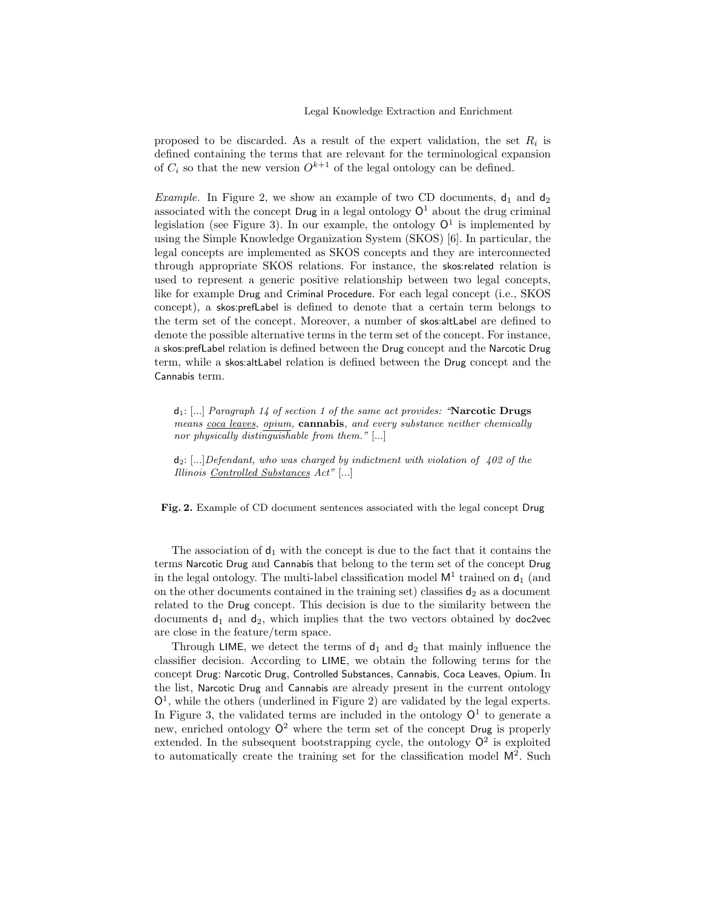proposed to be discarded. As a result of the expert validation, the set $R_i$ is defined containing the terms that are relevant for the terminological expansion of $C_i$ so that the new version $O^{k+1}$ of the legal ontology can be defined.

*Example.* In Figure 2, we show an example of two CD documents, $d_1$ and $d_2$ associated with the concept Drug in a legal ontology $O^1$ about the drug criminal legislation (see Figure 3). In our example, the ontology $O^1$ is implemented by using the Simple Knowledge Organization System (SKOS) [6]. In particular, the legal concepts are implemented as SKOS concepts and they are interconnected through appropriate SKOS relations. For instance, the skos:related relation is used to represent a generic positive relationship between two legal concepts, like for example Drug and Criminal Procedure. For each legal concept (i.e., SKOS concept), a skos:prefLabel is defined to denote that a certain term belongs to the term set of the concept. Moreover, a number of skos:altLabel are defined to denote the possible alternative terms in the term set of the concept. For instance, a skos:prefLabel relation is defined between the Drug concept and the Narcotic Drug term, while a skos:altLabel relation is defined between the Drug concept and the Cannabis term.

> $d_1$: [...] *Paragraph 14 of section 1 of the same act provides: "***Narcotic Drugs** *means* <u>*coca leaves*</u>*,* <u>*opium*</u>*,* **cannabis***, and every substance neither chemically nor physically distinguishable from them."* [...]
>
> $d_2$: [...]*Defendant, who was charged by indictment with violation of 402 of the Illinois* <u>*Controlled Substances*</u> *Act"* [...]

**Fig. 2.** Example of CD document sentences associated with the legal concept Drug

The association of $d_1$ with the concept is due to the fact that it contains the terms Narcotic Drug and Cannabis that belong to the term set of the concept Drug in the legal ontology. The multi-label classification model $M^1$ trained on $d_1$ (and on the other documents contained in the training set) classifies $d_2$ as a document related to the Drug concept. This decision is due to the similarity between the documents $d_1$ and $d_2$, which implies that the two vectors obtained by doc2vec are close in the feature/term space.

Through LIME, we detect the terms of $d_1$ and $d_2$ that mainly influence the classifier decision. According to LIME, we obtain the following terms for the concept Drug: Narcotic Drug, Controlled Substances, Cannabis, Coca Leaves, Opium. In the list, Narcotic Drug and Cannabis are already present in the current ontology $O^1$, while the others (underlined in Figure 2) are validated by the legal experts. In Figure 3, the validated terms are included in the ontology $O^1$ to generate a new, enriched ontology $O^2$ where the term set of the concept Drug is properly extended. In the subsequent bootstrapping cycle, the ontology $O^2$ is exploited to automatically create the training set for the classification model $M^2$. Such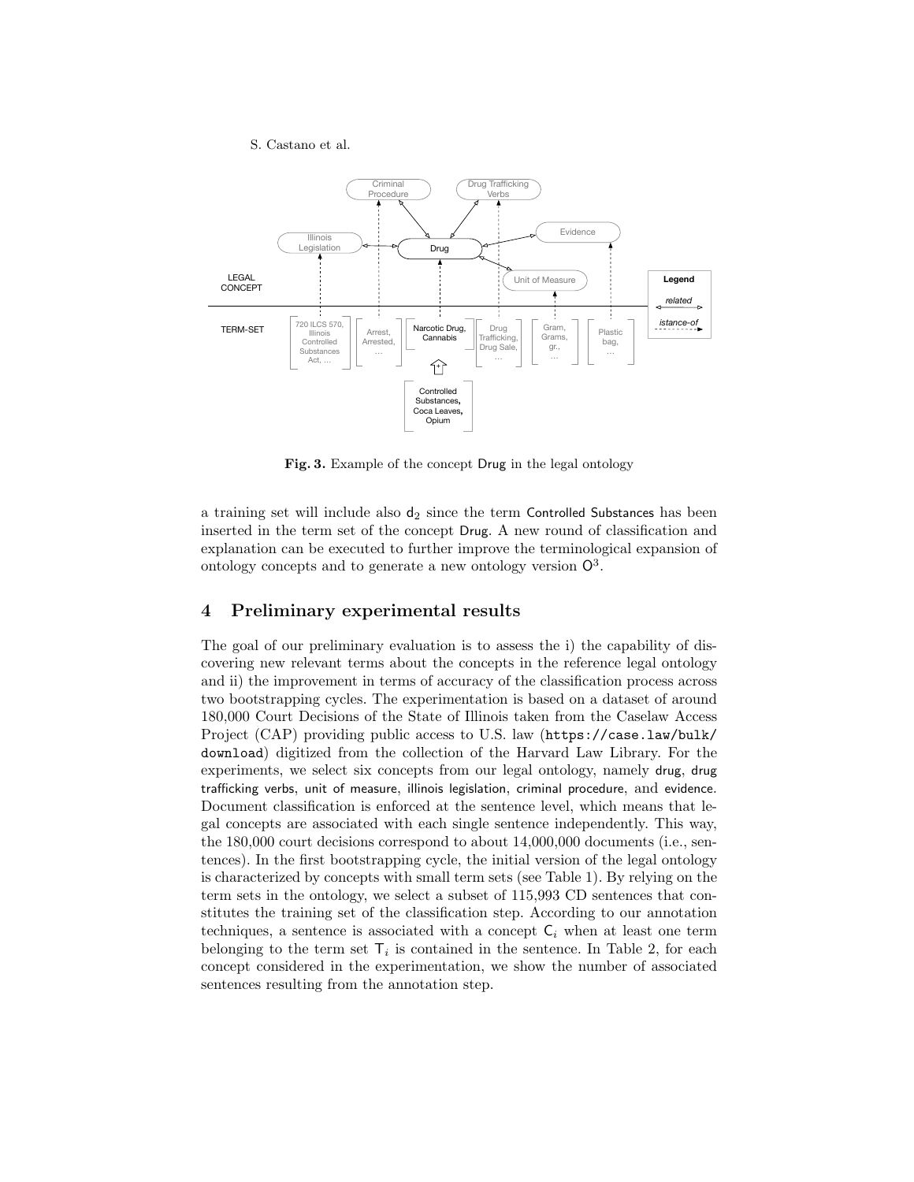Fig. 3. Example of the concept Drug in the legal ontology

a training set will include also $d_2$ since the term Controlled Substances has been inserted in the term set of the concept Drug. A new round of classification and explanation can be executed to further improve the terminological expansion of ontology concepts and to generate a new ontology version $O^3$.

## 4 Preliminary experimental results

The goal of our preliminary evaluation is to assess the i) the capability of discovering new relevant terms about the concepts in the reference legal ontology and ii) the improvement in terms of accuracy of the classification process across two bootstrapping cycles. The experimentation is based on a dataset of around 180,000 Court Decisions of the State of Illinois taken from the Caselaw Access Project (CAP) providing public access to U.S. law (https://case.law/bulk/download) digitized from the collection of the Harvard Law Library. For the experiments, we select six concepts from our legal ontology, namely drug, drug trafficking verbs, unit of measure, illinois legislation, criminal procedure, and evidence. Document classification is enforced at the sentence level, which means that legal concepts are associated with each single sentence independently. This way, the 180,000 court decisions correspond to about 14,000,000 documents (i.e., sentences). In the first bootstrapping cycle, the initial version of the legal ontology is characterized by concepts with small term sets (see Table 1). By relying on the term sets in the ontology, we select a subset of 115,993 CD sentences that constitutes the training set of the classification step. According to our annotation techniques, a sentence is associated with a concept $C_i$ when at least one term belonging to the term set $T_i$ is contained in the sentence. In Table 2, for each concept considered in the experimentation, we show the number of associated sentences resulting from the annotation step.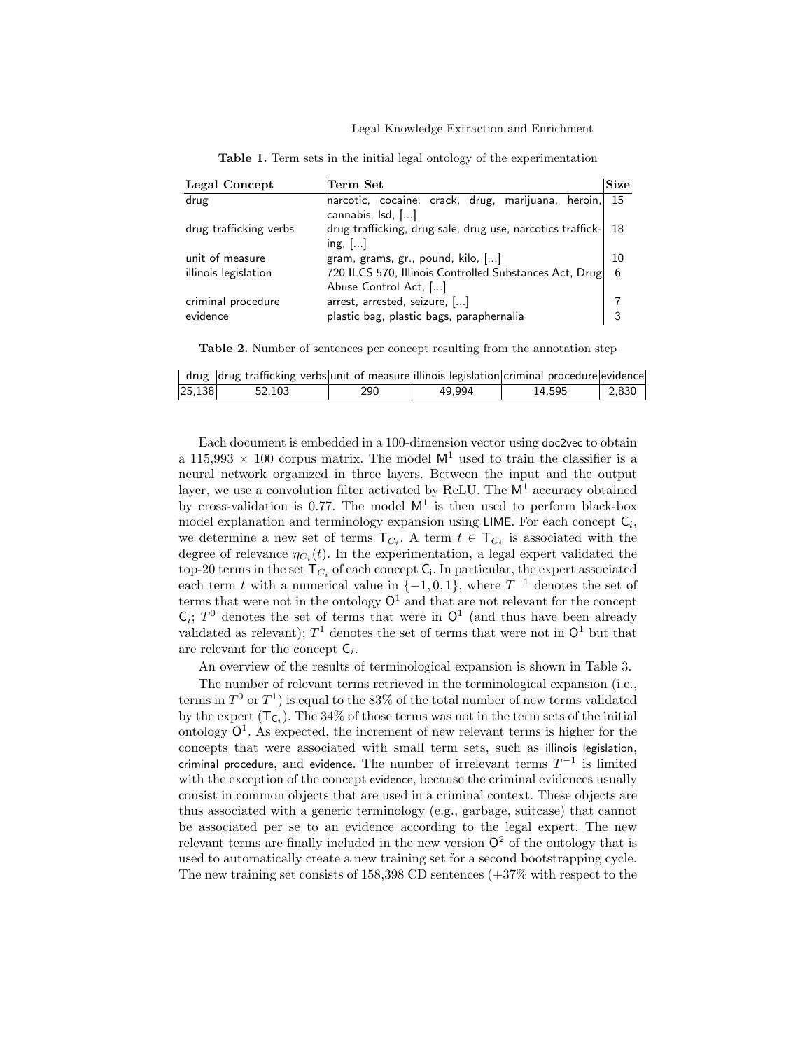**Table 1.** Term sets in the initial legal ontology of the experimentation

| Legal Concept | Term Set | Size |
| --- | --- | --- |
| drug | narcotic, cocaine, crack, drug, marijuana, heroin, cannabis, lsd, [...] | 15 |
| drug trafficking verbs | drug trafficking, drug sale, drug use, narcotics trafficking, [...] | 18 |
| unit of measure | gram, grams, gr., pound, kilo, [...] | 10 |
| illinois legislation | 720 ILCS 570, Illinois Controlled Substances Act, Drug Abuse Control Act, [...] | 6 |
| criminal procedure | arrest, arrested, seizure, [...] | 7 |
| evidence | plastic bag, plastic bags, paraphernalia | 3 |

**Table 2.** Number of sentences per concept resulting from the annotation step

| drug | drug trafficking verbs | unit of measure | illinois legislation | criminal procedure | evidence |
| --- | --- | --- | --- | --- | --- |
| 25,138 | 52,103 | 290 | 49,994 | 14,595 | 2,830 |

Each document is embedded in a 100-dimension vector using doc2vec to obtain a 115,993 $\times$ 100 corpus matrix. The model $\mathsf{M}^1$ used to train the classifier is a neural network organized in three layers. Between the input and the output layer, we use a convolution filter activated by ReLU. The $\mathsf{M}^1$ accuracy obtained by cross-validation is 0.77. The model $\mathsf{M}^1$ is then used to perform black-box model explanation and terminology expansion using LIME. For each concept $\mathsf{C}_i$, we determine a new set of terms $\mathsf{T}_{C_i}$. A term $t \in \mathsf{T}_{C_i}$ is associated with the degree of relevance $\eta_{C_i}(t)$. In the experimentation, a legal expert validated the top-20 terms in the set $\mathsf{T}_{C_i}$ of each concept $\mathsf{C}_i$. In particular, the expert associated each term $t$ with a numerical value in $\{-1, 0, 1\}$, where $T^{-1}$ denotes the set of terms that were not in the ontology $\mathsf{O}^1$ and that are not relevant for the concept $\mathsf{C}_i$; $T^0$ denotes the set of terms that were in $\mathsf{O}^1$ (and thus have been already validated as relevant); $T^1$ denotes the set of terms that were not in $\mathsf{O}^1$ but that are relevant for the concept $\mathsf{C}_i$.

An overview of the results of terminological expansion is shown in Table 3.

The number of relevant terms retrieved in the terminological expansion (i.e., terms in $T^0$ or $T^1$) is equal to the 83% of the total number of new terms validated by the expert ($\mathsf{T}_{\mathsf{C}_i}$). The 34% of those terms was not in the term sets of the initial ontology $\mathsf{O}^1$. As expected, the increment of new relevant terms is higher for the concepts that were associated with small term sets, such as illinois legislation, criminal procedure, and evidence. The number of irrelevant terms $T^{-1}$ is limited with the exception of the concept evidence, because the criminal evidences usually consist in common objects that are used in a criminal context. These objects are thus associated with a generic terminology (e.g., garbage, suitcase) that cannot be associated per se to an evidence according to the legal expert. The new relevant terms are finally included in the new version $\mathsf{O}^2$ of the ontology that is used to automatically create a new training set for a second bootstrapping cycle. The new training set consists of 158,398 CD sentences (+37% with respect to the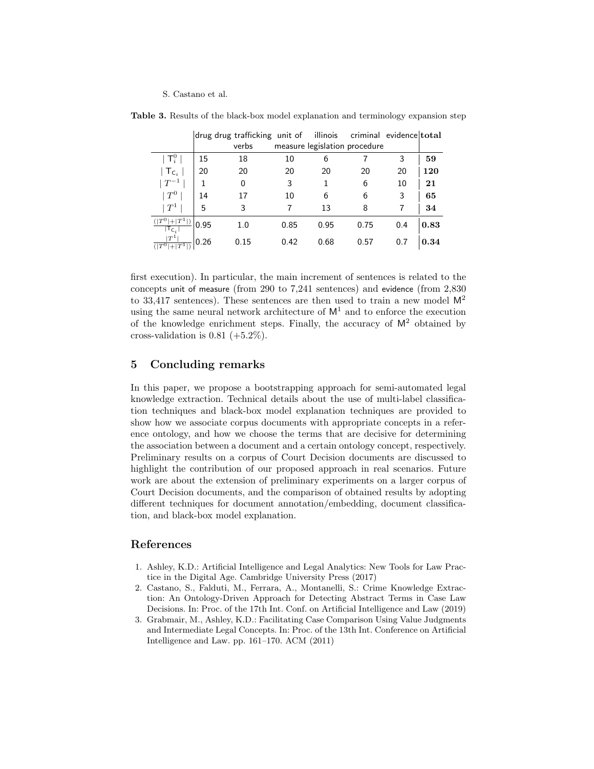**Table 3.** Results of the black-box model explanation and terminology expansion step

| | drug | drug trafficking verbs | unit of measure | illinois legislation | criminal procedure | evidence | **total** |
|---|---|---|---|---|---|---|---|
| $\mid \mathsf{T}_i^0 \mid$ | 15 | 18 | 10 | 6 | 7 | 3 | **59** |
| $\mid \mathsf{T}_{\mathsf{c}_i} \mid$ | 20 | 20 | 20 | 20 | 20 | 20 | **120** |
| $\mid T^{-1} \mid$ | 1 | 0 | 3 | 1 | 6 | 10 | **21** |
| $\mid T^0 \mid$ | 14 | 17 | 10 | 6 | 6 | 3 | **65** |
| $\mid T^1 \mid$ | 5 | 3 | 7 | 13 | 8 | 7 | **34** |
| $\frac{(\mid T^0 \mid + \mid T^1 \mid)}{\mid \mathsf{T}_{\mathsf{c}_i} \mid}$ | 0.95 | 1.0 | 0.85 | 0.95 | 0.75 | 0.4 | **0.83** |
| $\frac{\mid T^1 \mid}{(\mid T^0 \mid + \mid T^1 \mid)}$ | 0.26 | 0.15 | 0.42 | 0.68 | 0.57 | 0.7 | **0.34** |

first execution). In particular, the main increment of sentences is related to the concepts unit of measure (from 290 to 7,241 sentences) and evidence (from 2,830 to 33,417 sentences). These sentences are then used to train a new model $\mathsf{M}^2$ using the same neural network architecture of $\mathsf{M}^1$ and to enforce the execution of the knowledge enrichment steps. Finally, the accuracy of $\mathsf{M}^2$ obtained by cross-validation is 0.81 (+5.2%).

## 5 Concluding remarks

In this paper, we propose a bootstrapping approach for semi-automated legal knowledge extraction. Technical details about the use of multi-label classification techniques and black-box model explanation techniques are provided to show how we associate corpus documents with appropriate concepts in a reference ontology, and how we choose the terms that are decisive for determining the association between a document and a certain ontology concept, respectively. Preliminary results on a corpus of Court Decision documents are discussed to highlight the contribution of our proposed approach in real scenarios. Future work are about the extension of preliminary experiments on a larger corpus of Court Decision documents, and the comparison of obtained results by adopting different techniques for document annotation/embedding, document classification, and black-box model explanation.

## References

1. Ashley, K.D.: Artificial Intelligence and Legal Analytics: New Tools for Law Practice in the Digital Age. Cambridge University Press (2017)
2. Castano, S., Falduti, M., Ferrara, A., Montanelli, S.: Crime Knowledge Extraction: An Ontology-Driven Approach for Detecting Abstract Terms in Case Law Decisions. In: Proc. of the 17th Int. Conf. on Artificial Intelligence and Law (2019)
3. Grabmair, M., Ashley, K.D.: Facilitating Case Comparison Using Value Judgments and Intermediate Legal Concepts. In: Proc. of the 13th Int. Conference on Artificial Intelligence and Law. pp. 161–170. ACM (2011)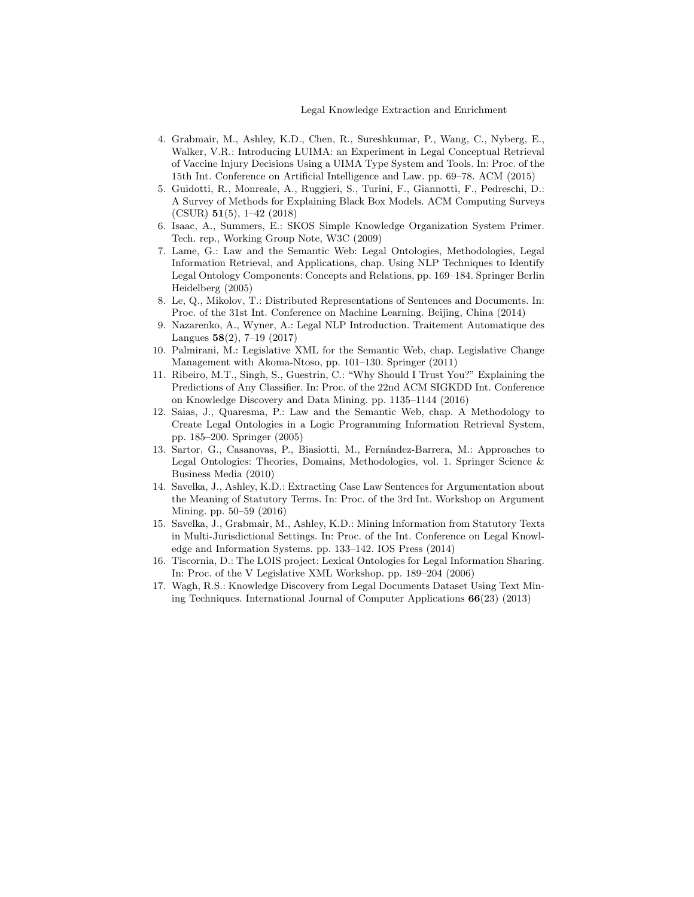4. Grabmair, M., Ashley, K.D., Chen, R., Sureshkumar, P., Wang, C., Nyberg, E., Walker, V.R.: Introducing LUIMA: an Experiment in Legal Conceptual Retrieval of Vaccine Injury Decisions Using a UIMA Type System and Tools. In: Proc. of the 15th Int. Conference on Artificial Intelligence and Law. pp. 69–78. ACM (2015)
5. Guidotti, R., Monreale, A., Ruggieri, S., Turini, F., Giannotti, F., Pedreschi, D.: A Survey of Methods for Explaining Black Box Models. ACM Computing Surveys (CSUR) **51**(5), 1–42 (2018)
6. Isaac, A., Summers, E.: SKOS Simple Knowledge Organization System Primer. Tech. rep., Working Group Note, W3C (2009)
7. Lame, G.: Law and the Semantic Web: Legal Ontologies, Methodologies, Legal Information Retrieval, and Applications, chap. Using NLP Techniques to Identify Legal Ontology Components: Concepts and Relations, pp. 169–184. Springer Berlin Heidelberg (2005)
8. Le, Q., Mikolov, T.: Distributed Representations of Sentences and Documents. In: Proc. of the 31st Int. Conference on Machine Learning. Beijing, China (2014)
9. Nazarenko, A., Wyner, A.: Legal NLP Introduction. Traitement Automatique des Langues **58**(2), 7–19 (2017)
10. Palmirani, M.: Legislative XML for the Semantic Web, chap. Legislative Change Management with Akoma-Ntoso, pp. 101–130. Springer (2011)
11. Ribeiro, M.T., Singh, S., Guestrin, C.: "Why Should I Trust You?" Explaining the Predictions of Any Classifier. In: Proc. of the 22nd ACM SIGKDD Int. Conference on Knowledge Discovery and Data Mining. pp. 1135–1144 (2016)
12. Saias, J., Quaresma, P.: Law and the Semantic Web, chap. A Methodology to Create Legal Ontologies in a Logic Programming Information Retrieval System, pp. 185–200. Springer (2005)
13. Sartor, G., Casanovas, P., Biasiotti, M., Fernández-Barrera, M.: Approaches to Legal Ontologies: Theories, Domains, Methodologies, vol. 1. Springer Science & Business Media (2010)
14. Savelka, J., Ashley, K.D.: Extracting Case Law Sentences for Argumentation about the Meaning of Statutory Terms. In: Proc. of the 3rd Int. Workshop on Argument Mining. pp. 50–59 (2016)
15. Savelka, J., Grabmair, M., Ashley, K.D.: Mining Information from Statutory Texts in Multi-Jurisdictional Settings. In: Proc. of the Int. Conference on Legal Knowledge and Information Systems. pp. 133–142. IOS Press (2014)
16. Tiscornia, D.: The LOIS project: Lexical Ontologies for Legal Information Sharing. In: Proc. of the V Legislative XML Workshop. pp. 189–204 (2006)
17. Wagh, R.S.: Knowledge Discovery from Legal Documents Dataset Using Text Mining Techniques. International Journal of Computer Applications **66**(23) (2013)